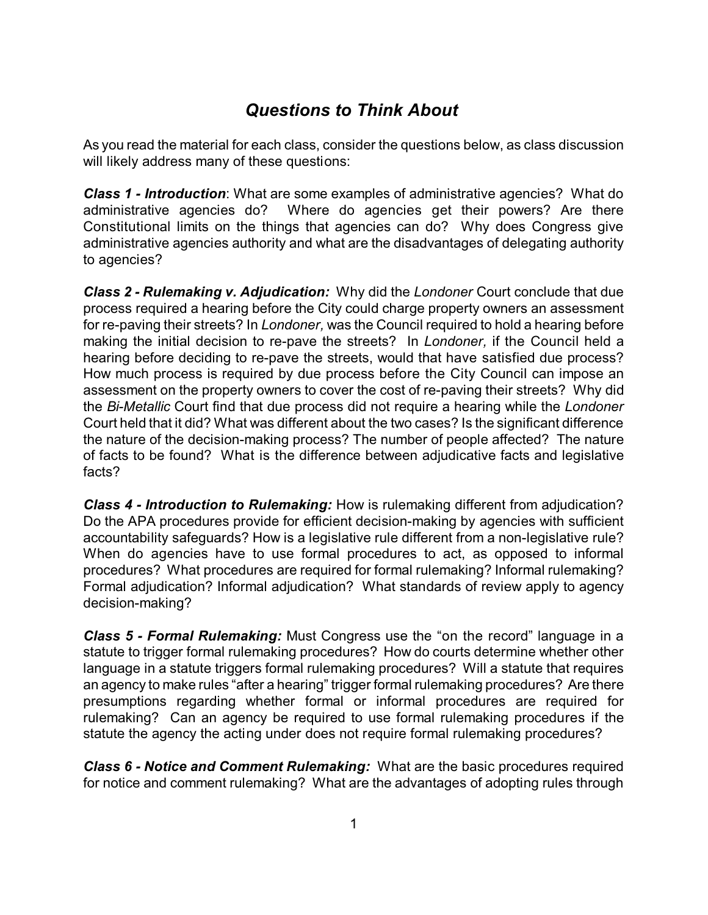# *Questions to Think About*

As you read the material for each class, consider the questions below, as class discussion will likely address many of these questions:

***Class 1 - Introduction***: What are some examples of administrative agencies? What do administrative agencies do? Where do agencies get their powers? Are there Constitutional limits on the things that agencies can do? Why does Congress give administrative agencies authority and what are the disadvantages of delegating authority to agencies?

***Class 2 - Rulemaking v. Adjudication:*** Why did the *Londoner* Court conclude that due process required a hearing before the City could charge property owners an assessment for re-paving their streets? In *Londoner,* was the Council required to hold a hearing before making the initial decision to re-pave the streets? In *Londoner,* if the Council held a hearing before deciding to re-pave the streets, would that have satisfied due process? How much process is required by due process before the City Council can impose an assessment on the property owners to cover the cost of re-paving their streets? Why did the *Bi-Metallic* Court find that due process did not require a hearing while the *Londoner* Court held that it did? What was different about the two cases? Is the significant difference the nature of the decision-making process? The number of people affected? The nature of facts to be found? What is the difference between adjudicative facts and legislative facts?

***Class 4 - Introduction to Rulemaking:*** How is rulemaking different from adjudication? Do the APA procedures provide for efficient decision-making by agencies with sufficient accountability safeguards? How is a legislative rule different from a non-legislative rule? When do agencies have to use formal procedures to act, as opposed to informal procedures? What procedures are required for formal rulemaking? Informal rulemaking? Formal adjudication? Informal adjudication? What standards of review apply to agency decision-making?

***Class 5 - Formal Rulemaking:*** Must Congress use the "on the record" language in a statute to trigger formal rulemaking procedures? How do courts determine whether other language in a statute triggers formal rulemaking procedures? Will a statute that requires an agency to make rules "after a hearing" trigger formal rulemaking procedures? Are there presumptions regarding whether formal or informal procedures are required for rulemaking? Can an agency be required to use formal rulemaking procedures if the statute the agency the acting under does not require formal rulemaking procedures?

***Class 6 - Notice and Comment Rulemaking:*** What are the basic procedures required for notice and comment rulemaking? What are the advantages of adopting rules through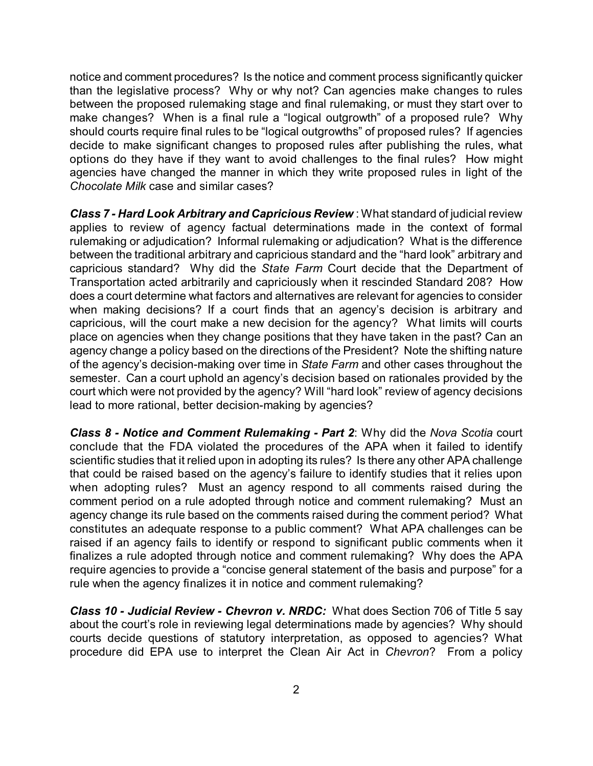notice and comment procedures? Is the notice and comment process significantly quicker than the legislative process? Why or why not? Can agencies make changes to rules between the proposed rulemaking stage and final rulemaking, or must they start over to make changes? When is a final rule a "logical outgrowth" of a proposed rule? Why should courts require final rules to be "logical outgrowths" of proposed rules? If agencies decide to make significant changes to proposed rules after publishing the rules, what options do they have if they want to avoid challenges to the final rules? How might agencies have changed the manner in which they write proposed rules in light of the *Chocolate Milk* case and similar cases?

***Class 7 - Hard Look Arbitrary and Capricious Review***: What standard of judicial review applies to review of agency factual determinations made in the context of formal rulemaking or adjudication? Informal rulemaking or adjudication? What is the difference between the traditional arbitrary and capricious standard and the "hard look" arbitrary and capricious standard? Why did the *State Farm* Court decide that the Department of Transportation acted arbitrarily and capriciously when it rescinded Standard 208? How does a court determine what factors and alternatives are relevant for agencies to consider when making decisions? If a court finds that an agency's decision is arbitrary and capricious, will the court make a new decision for the agency? What limits will courts place on agencies when they change positions that they have taken in the past? Can an agency change a policy based on the directions of the President? Note the shifting nature of the agency's decision-making over time in *State Farm* and other cases throughout the semester. Can a court uphold an agency's decision based on rationales provided by the court which were not provided by the agency? Will "hard look" review of agency decisions lead to more rational, better decision-making by agencies?

***Class 8 - Notice and Comment Rulemaking - Part 2***: Why did the *Nova Scotia* court conclude that the FDA violated the procedures of the APA when it failed to identify scientific studies that it relied upon in adopting its rules? Is there any other APA challenge that could be raised based on the agency's failure to identify studies that it relies upon when adopting rules? Must an agency respond to all comments raised during the comment period on a rule adopted through notice and comment rulemaking? Must an agency change its rule based on the comments raised during the comment period? What constitutes an adequate response to a public comment? What APA challenges can be raised if an agency fails to identify or respond to significant public comments when it finalizes a rule adopted through notice and comment rulemaking? Why does the APA require agencies to provide a "concise general statement of the basis and purpose" for a rule when the agency finalizes it in notice and comment rulemaking?

***Class 10 - Judicial Review - Chevron v. NRDC:*** What does Section 706 of Title 5 say about the court's role in reviewing legal determinations made by agencies? Why should courts decide questions of statutory interpretation, as opposed to agencies? What procedure did EPA use to interpret the Clean Air Act in *Chevron*? From a policy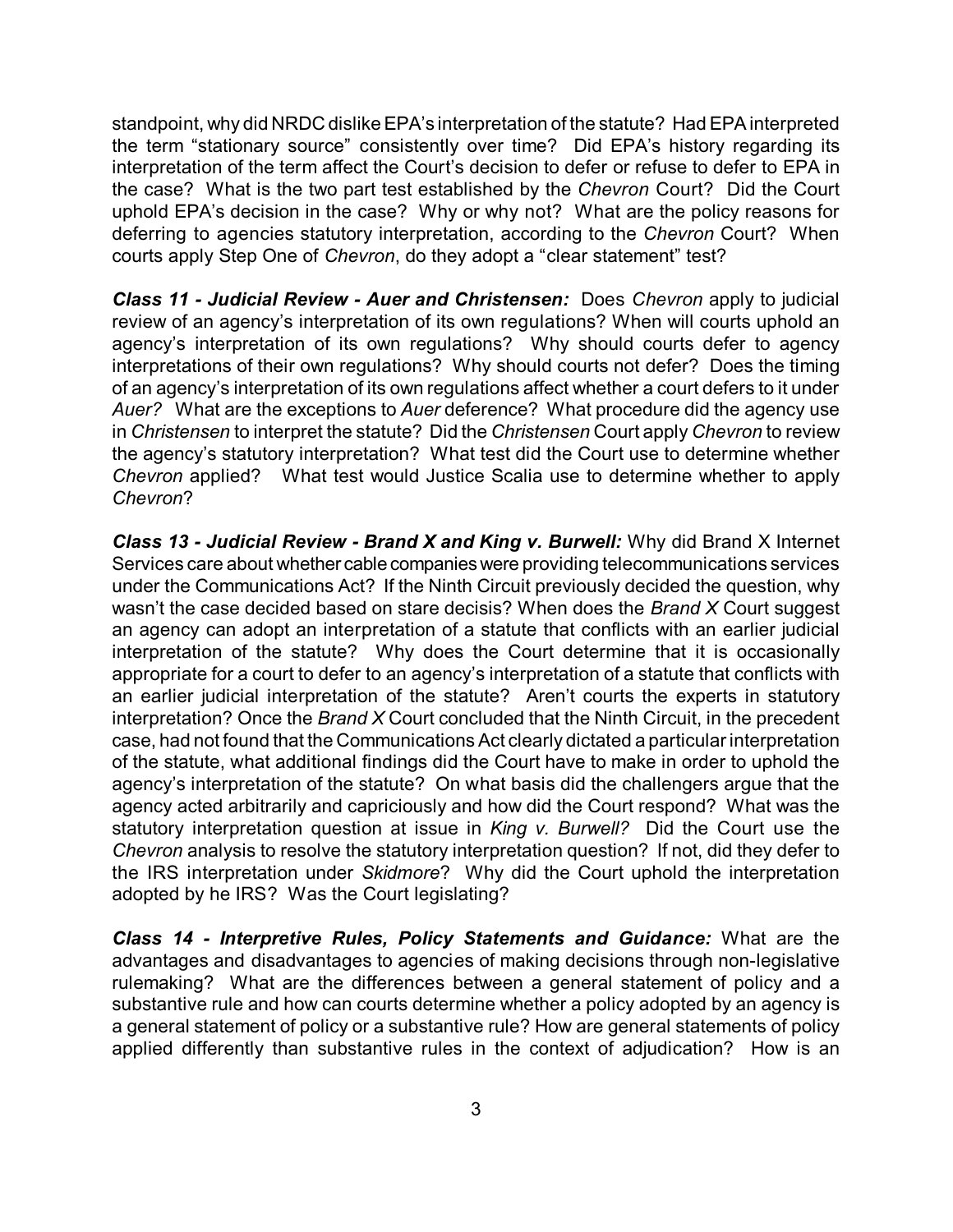standpoint, why did NRDC dislike EPA's interpretation of the statute? Had EPA interpreted the term "stationary source" consistently over time? Did EPA's history regarding its interpretation of the term affect the Court's decision to defer or refuse to defer to EPA in the case? What is the two part test established by the *Chevron* Court? Did the Court uphold EPA's decision in the case? Why or why not? What are the policy reasons for deferring to agencies statutory interpretation, according to the *Chevron* Court? When courts apply Step One of *Chevron*, do they adopt a "clear statement" test?

***Class 11 - Judicial Review - Auer and Christensen:*** Does *Chevron* apply to judicial review of an agency's interpretation of its own regulations? When will courts uphold an agency's interpretation of its own regulations? Why should courts defer to agency interpretations of their own regulations? Why should courts not defer? Does the timing of an agency's interpretation of its own regulations affect whether a court defers to it under *Auer?* What are the exceptions to *Auer* deference? What procedure did the agency use in *Christensen* to interpret the statute? Did the *Christensen* Court apply *Chevron* to review the agency's statutory interpretation? What test did the Court use to determine whether *Chevron* applied? What test would Justice Scalia use to determine whether to apply *Chevron*?

***Class 13 - Judicial Review - Brand X and King v. Burwell:*** Why did Brand X Internet Services care about whether cable companies were providing telecommunications services under the Communications Act? If the Ninth Circuit previously decided the question, why wasn't the case decided based on stare decisis? When does the *Brand X* Court suggest an agency can adopt an interpretation of a statute that conflicts with an earlier judicial interpretation of the statute? Why does the Court determine that it is occasionally appropriate for a court to defer to an agency's interpretation of a statute that conflicts with an earlier judicial interpretation of the statute? Aren't courts the experts in statutory interpretation? Once the *Brand X* Court concluded that the Ninth Circuit, in the precedent case, had not found that the Communications Act clearly dictated a particular interpretation of the statute, what additional findings did the Court have to make in order to uphold the agency's interpretation of the statute? On what basis did the challengers argue that the agency acted arbitrarily and capriciously and how did the Court respond? What was the statutory interpretation question at issue in *King v. Burwell?* Did the Court use the *Chevron* analysis to resolve the statutory interpretation question? If not, did they defer to the IRS interpretation under *Skidmore*? Why did the Court uphold the interpretation adopted by he IRS? Was the Court legislating?

***Class 14 - Interpretive Rules, Policy Statements and Guidance:*** What are the advantages and disadvantages to agencies of making decisions through non-legislative rulemaking? What are the differences between a general statement of policy and a substantive rule and how can courts determine whether a policy adopted by an agency is a general statement of policy or a substantive rule? How are general statements of policy applied differently than substantive rules in the context of adjudication? How is an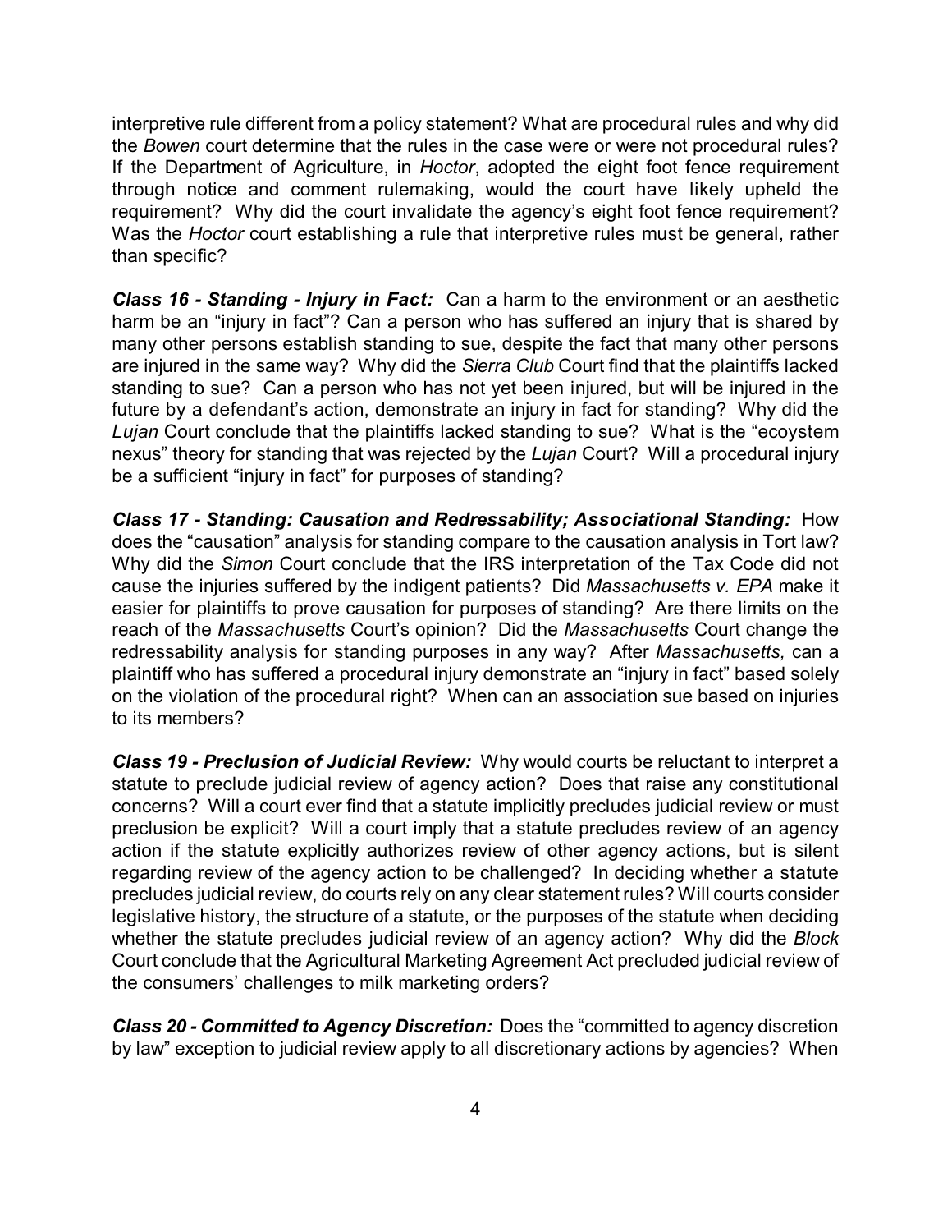interpretive rule different from a policy statement? What are procedural rules and why did the *Bowen* court determine that the rules in the case were or were not procedural rules? If the Department of Agriculture, in *Hoctor*, adopted the eight foot fence requirement through notice and comment rulemaking, would the court have likely upheld the requirement? Why did the court invalidate the agency's eight foot fence requirement? Was the *Hoctor* court establishing a rule that interpretive rules must be general, rather than specific?

***Class 16 - Standing - Injury in Fact:*** Can a harm to the environment or an aesthetic harm be an "injury in fact"? Can a person who has suffered an injury that is shared by many other persons establish standing to sue, despite the fact that many other persons are injured in the same way? Why did the *Sierra Club* Court find that the plaintiffs lacked standing to sue? Can a person who has not yet been injured, but will be injured in the future by a defendant's action, demonstrate an injury in fact for standing? Why did the *Lujan* Court conclude that the plaintiffs lacked standing to sue? What is the "ecoystem nexus" theory for standing that was rejected by the *Lujan* Court? Will a procedural injury be a sufficient "injury in fact" for purposes of standing?

***Class 17 - Standing: Causation and Redressability; Associational Standing:*** How does the "causation" analysis for standing compare to the causation analysis in Tort law? Why did the *Simon* Court conclude that the IRS interpretation of the Tax Code did not cause the injuries suffered by the indigent patients? Did *Massachusetts v. EPA* make it easier for plaintiffs to prove causation for purposes of standing? Are there limits on the reach of the *Massachusetts* Court's opinion? Did the *Massachusetts* Court change the redressability analysis for standing purposes in any way? After *Massachusetts,* can a plaintiff who has suffered a procedural injury demonstrate an "injury in fact" based solely on the violation of the procedural right? When can an association sue based on injuries to its members?

***Class 19 - Preclusion of Judicial Review:*** Why would courts be reluctant to interpret a statute to preclude judicial review of agency action? Does that raise any constitutional concerns? Will a court ever find that a statute implicitly precludes judicial review or must preclusion be explicit? Will a court imply that a statute precludes review of an agency action if the statute explicitly authorizes review of other agency actions, but is silent regarding review of the agency action to be challenged? In deciding whether a statute precludes judicial review, do courts rely on any clear statement rules? Will courts consider legislative history, the structure of a statute, or the purposes of the statute when deciding whether the statute precludes judicial review of an agency action? Why did the *Block* Court conclude that the Agricultural Marketing Agreement Act precluded judicial review of the consumers' challenges to milk marketing orders?

***Class 20 - Committed to Agency Discretion:*** Does the "committed to agency discretion by law" exception to judicial review apply to all discretionary actions by agencies? When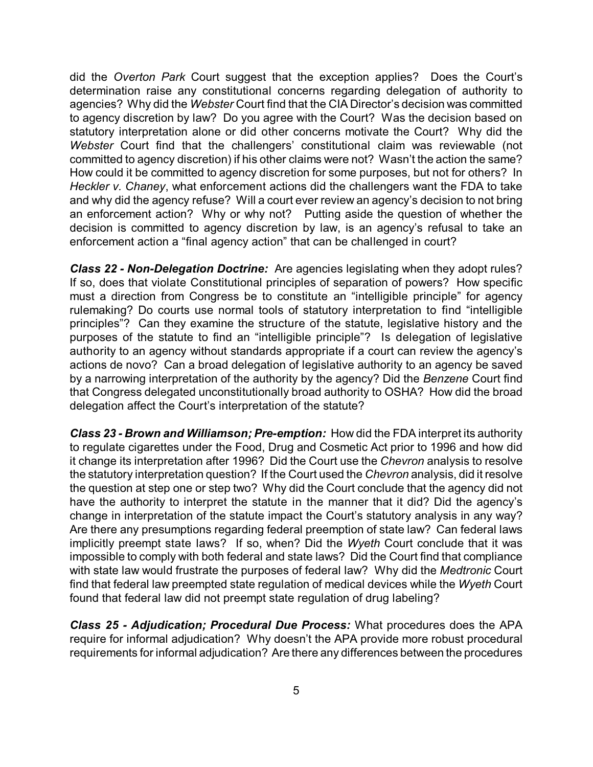did the *Overton Park* Court suggest that the exception applies? Does the Court's determination raise any constitutional concerns regarding delegation of authority to agencies? Why did the *Webster* Court find that the CIA Director's decision was committed to agency discretion by law? Do you agree with the Court? Was the decision based on statutory interpretation alone or did other concerns motivate the Court? Why did the *Webster* Court find that the challengers' constitutional claim was reviewable (not committed to agency discretion) if his other claims were not? Wasn't the action the same? How could it be committed to agency discretion for some purposes, but not for others? In *Heckler v. Chaney*, what enforcement actions did the challengers want the FDA to take and why did the agency refuse? Will a court ever review an agency's decision to not bring an enforcement action? Why or why not? Putting aside the question of whether the decision is committed to agency discretion by law, is an agency's refusal to take an enforcement action a "final agency action" that can be challenged in court?

***Class 22 - Non-Delegation Doctrine:*** Are agencies legislating when they adopt rules? If so, does that violate Constitutional principles of separation of powers? How specific must a direction from Congress be to constitute an "intelligible principle" for agency rulemaking? Do courts use normal tools of statutory interpretation to find "intelligible principles"? Can they examine the structure of the statute, legislative history and the purposes of the statute to find an "intelligible principle"? Is delegation of legislative authority to an agency without standards appropriate if a court can review the agency's actions de novo? Can a broad delegation of legislative authority to an agency be saved by a narrowing interpretation of the authority by the agency? Did the *Benzene* Court find that Congress delegated unconstitutionally broad authority to OSHA? How did the broad delegation affect the Court's interpretation of the statute?

***Class 23 - Brown and Williamson; Pre-emption:*** How did the FDA interpret its authority to regulate cigarettes under the Food, Drug and Cosmetic Act prior to 1996 and how did it change its interpretation after 1996? Did the Court use the *Chevron* analysis to resolve the statutory interpretation question? If the Court used the *Chevron* analysis, did it resolve the question at step one or step two? Why did the Court conclude that the agency did not have the authority to interpret the statute in the manner that it did? Did the agency's change in interpretation of the statute impact the Court's statutory analysis in any way? Are there any presumptions regarding federal preemption of state law? Can federal laws implicitly preempt state laws? If so, when? Did the *Wyeth* Court conclude that it was impossible to comply with both federal and state laws? Did the Court find that compliance with state law would frustrate the purposes of federal law? Why did the *Medtronic* Court find that federal law preempted state regulation of medical devices while the *Wyeth* Court found that federal law did not preempt state regulation of drug labeling?

***Class 25 - Adjudication; Procedural Due Process:*** What procedures does the APA require for informal adjudication? Why doesn't the APA provide more robust procedural requirements for informal adjudication? Are there any differences between the procedures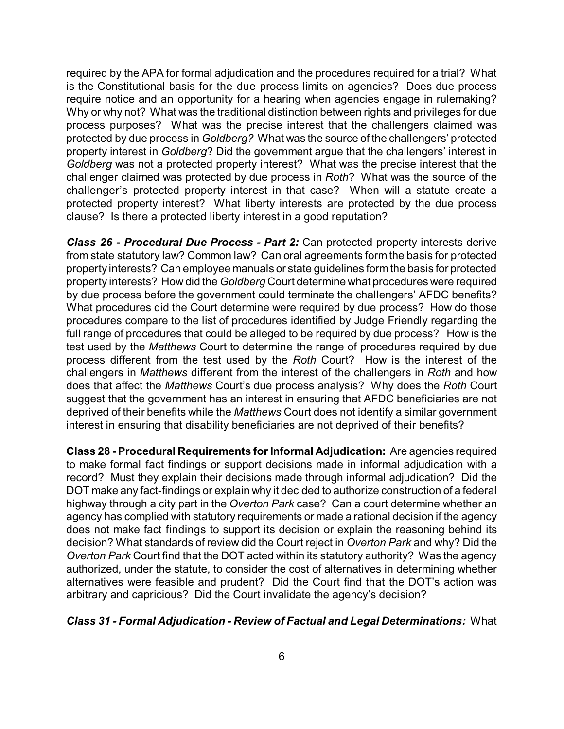required by the APA for formal adjudication and the procedures required for a trial? What is the Constitutional basis for the due process limits on agencies? Does due process require notice and an opportunity for a hearing when agencies engage in rulemaking? Why or why not? What was the traditional distinction between rights and privileges for due process purposes? What was the precise interest that the challengers claimed was protected by due process in *Goldberg?* What was the source of the challengers' protected property interest in *Goldberg*? Did the government argue that the challengers' interest in *Goldberg* was not a protected property interest? What was the precise interest that the challenger claimed was protected by due process in *Roth*? What was the source of the challenger's protected property interest in that case? When will a statute create a protected property interest? What liberty interests are protected by the due process clause? Is there a protected liberty interest in a good reputation?

***Class 26 - Procedural Due Process - Part 2:*** Can protected property interests derive from state statutory law? Common law? Can oral agreements form the basis for protected property interests? Can employee manuals or state guidelines form the basis for protected property interests? How did the *Goldberg* Court determine what procedures were required by due process before the government could terminate the challengers' AFDC benefits? What procedures did the Court determine were required by due process? How do those procedures compare to the list of procedures identified by Judge Friendly regarding the full range of procedures that could be alleged to be required by due process? How is the test used by the *Matthews* Court to determine the range of procedures required by due process different from the test used by the *Roth* Court? How is the interest of the challengers in *Matthews* different from the interest of the challengers in *Roth* and how does that affect the *Matthews* Court's due process analysis? Why does the *Roth* Court suggest that the government has an interest in ensuring that AFDC beneficiaries are not deprived of their benefits while the *Matthews* Court does not identify a similar government interest in ensuring that disability beneficiaries are not deprived of their benefits?

**Class 28 - Procedural Requirements for Informal Adjudication:** Are agencies required to make formal fact findings or support decisions made in informal adjudication with a record? Must they explain their decisions made through informal adjudication? Did the DOT make any fact-findings or explain why it decided to authorize construction of a federal highway through a city part in the *Overton Park* case? Can a court determine whether an agency has complied with statutory requirements or made a rational decision if the agency does not make fact findings to support its decision or explain the reasoning behind its decision? What standards of review did the Court reject in *Overton Park* and why? Did the *Overton Park* Court find that the DOT acted within its statutory authority? Was the agency authorized, under the statute, to consider the cost of alternatives in determining whether alternatives were feasible and prudent? Did the Court find that the DOT's action was arbitrary and capricious? Did the Court invalidate the agency's decision?

***Class 31 - Formal Adjudication - Review of Factual and Legal Determinations:*** What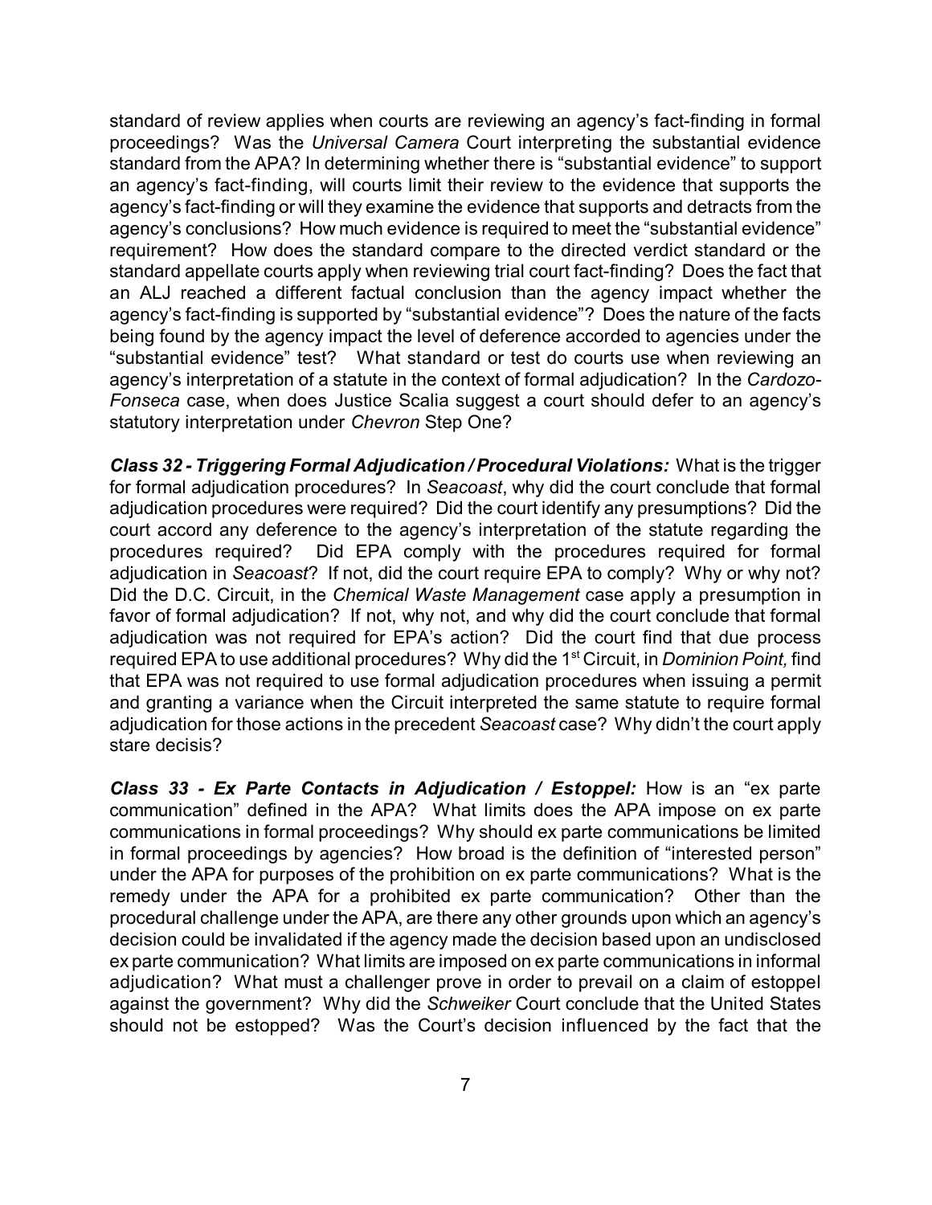standard of review applies when courts are reviewing an agency's fact-finding in formal proceedings? Was the *Universal Camera* Court interpreting the substantial evidence standard from the APA? In determining whether there is "substantial evidence" to support an agency's fact-finding, will courts limit their review to the evidence that supports the agency's fact-finding or will they examine the evidence that supports and detracts from the agency's conclusions? How much evidence is required to meet the "substantial evidence" requirement? How does the standard compare to the directed verdict standard or the standard appellate courts apply when reviewing trial court fact-finding? Does the fact that an ALJ reached a different factual conclusion than the agency impact whether the agency's fact-finding is supported by "substantial evidence"? Does the nature of the facts being found by the agency impact the level of deference accorded to agencies under the "substantial evidence" test? What standard or test do courts use when reviewing an agency's interpretation of a statute in the context of formal adjudication? In the *Cardozo-Fonseca* case, when does Justice Scalia suggest a court should defer to an agency's statutory interpretation under *Chevron* Step One?

***Class 32 - Triggering Formal Adjudication / Procedural Violations:*** What is the trigger for formal adjudication procedures? In *Seacoast*, why did the court conclude that formal adjudication procedures were required? Did the court identify any presumptions? Did the court accord any deference to the agency's interpretation of the statute regarding the procedures required? Did EPA comply with the procedures required for formal adjudication in *Seacoast*? If not, did the court require EPA to comply? Why or why not? Did the D.C. Circuit, in the *Chemical Waste Management* case apply a presumption in favor of formal adjudication? If not, why not, and why did the court conclude that formal adjudication was not required for EPA's action? Did the court find that due process required EPA to use additional procedures? Why did the 1st Circuit, in *Dominion Point,* find that EPA was not required to use formal adjudication procedures when issuing a permit and granting a variance when the Circuit interpreted the same statute to require formal adjudication for those actions in the precedent *Seacoast* case? Why didn't the court apply stare decisis?

***Class 33 - Ex Parte Contacts in Adjudication / Estoppel:*** How is an "ex parte communication" defined in the APA? What limits does the APA impose on ex parte communications in formal proceedings? Why should ex parte communications be limited in formal proceedings by agencies? How broad is the definition of "interested person" under the APA for purposes of the prohibition on ex parte communications? What is the remedy under the APA for a prohibited ex parte communication? Other than the procedural challenge under the APA, are there any other grounds upon which an agency's decision could be invalidated if the agency made the decision based upon an undisclosed ex parte communication? What limits are imposed on ex parte communications in informal adjudication? What must a challenger prove in order to prevail on a claim of estoppel against the government? Why did the *Schweiker* Court conclude that the United States should not be estopped? Was the Court's decision influenced by the fact that the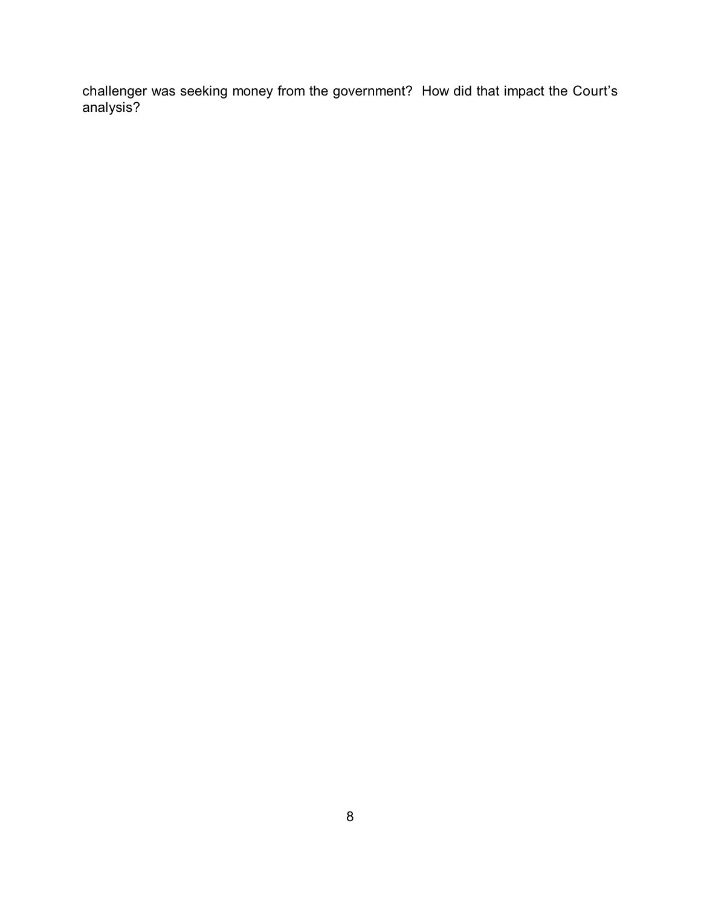challenger was seeking money from the government? How did that impact the Court's analysis?